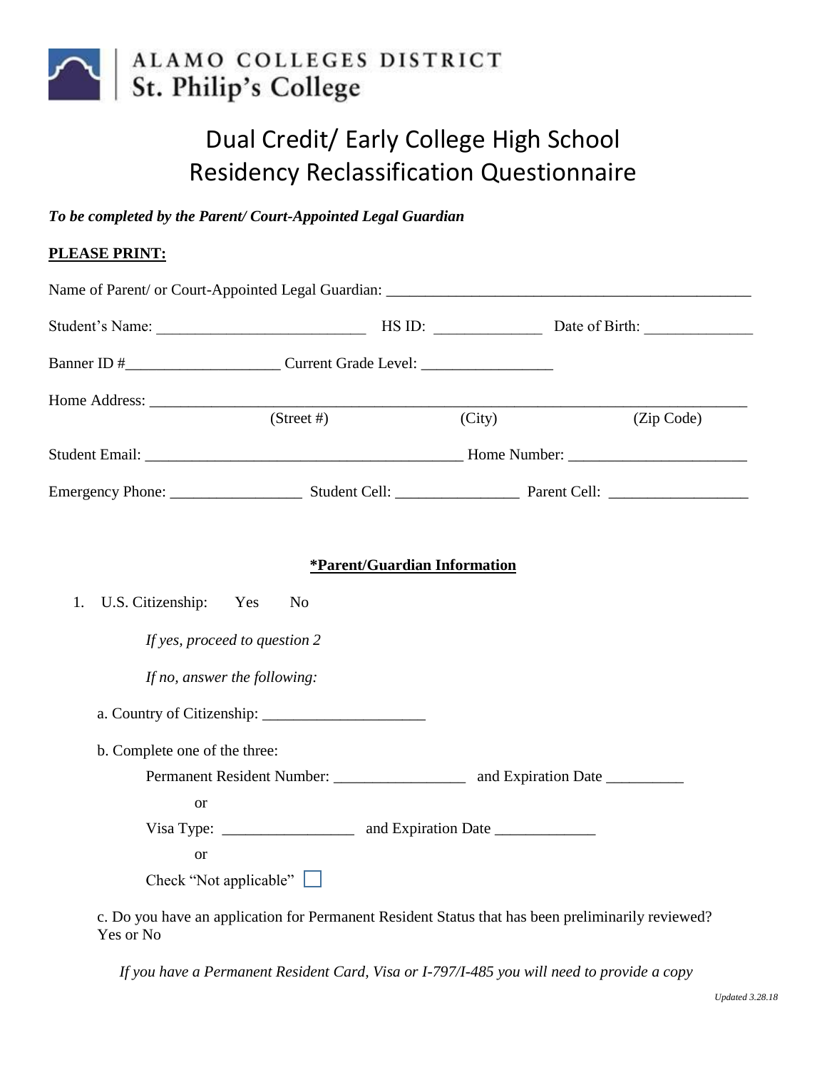ALAMO COLLEGES DISTRICT
St. Philip's College

# Dual Credit/ Early College High School Residency Reclassification Questionnaire

***To be completed by the Parent/ Court-Appointed Legal Guardian***

**PLEASE PRINT:**

Name of Parent/ or Court-Appointed Legal Guardian: ________________________________________________

Student's Name: __________________________ HS ID: _____________ Date of Birth: _____________

Banner ID #___________________ Current Grade Level: ________________

Home Address: ___________________________________________________________________________
(Street #) (City) (Zip Code)

Student Email: ________________________________________ Home Number: ______________________

Emergency Phone: ________________ Student Cell: _______________ Parent Cell: _________________

**\*Parent/Guardian Information**

1. U.S. Citizenship: Yes No

   *If yes, proceed to question 2*

   *If no, answer the following:*

   a. Country of Citizenship: ____________________

   b. Complete one of the three:

   Permanent Resident Number: ________________ and Expiration Date __________

   or

   Visa Type: ________________ and Expiration Date ____________

   or

   Check "Not applicable" ☐

   c. Do you have an application for Permanent Resident Status that has been preliminarily reviewed? Yes or No

   *If you have a Permanent Resident Card, Visa or I-797/I-485 you will need to provide a copy*

*Updated 3.28.18*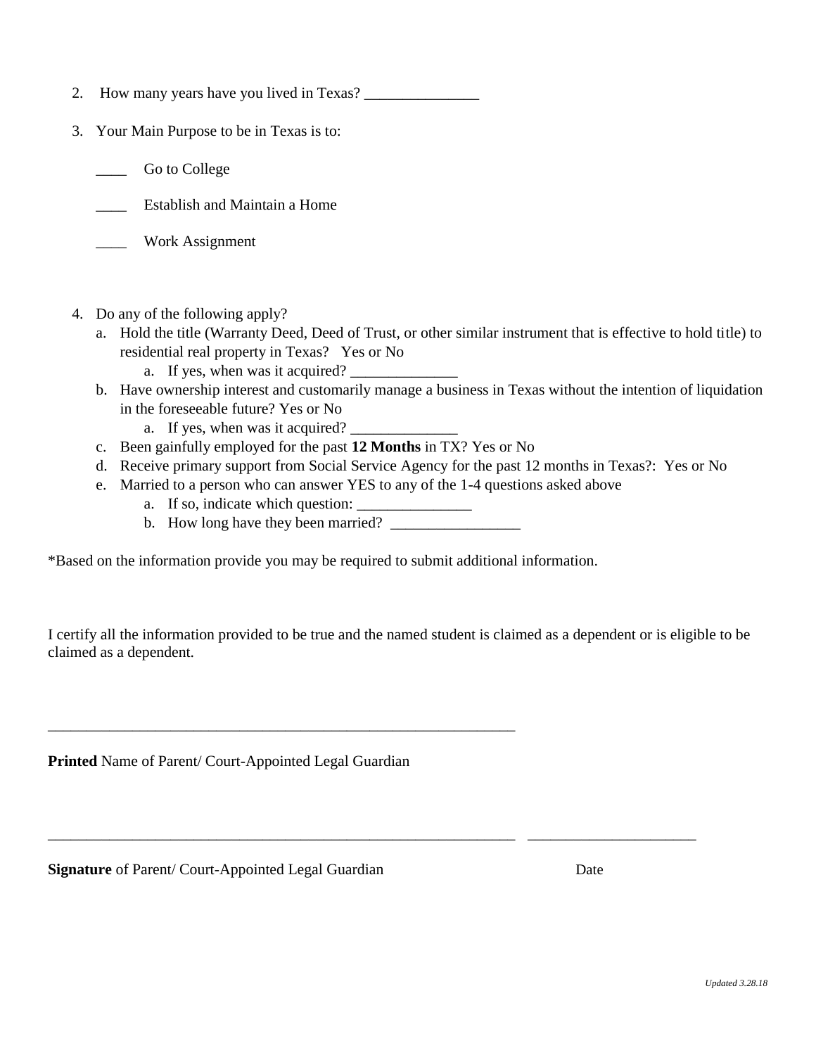2. How many years have you lived in Texas? _______________

3. Your Main Purpose to be in Texas is to:

   ____ Go to College

   ____ Establish and Maintain a Home

   ____ Work Assignment

4. Do any of the following apply?
   a. Hold the title (Warranty Deed, Deed of Trust, or other similar instrument that is effective to hold title) to residential real property in Texas? Yes or No
      a. If yes, when was it acquired? ______________
   b. Have ownership interest and customarily manage a business in Texas without the intention of liquidation in the foreseeable future? Yes or No
      a. If yes, when was it acquired? ______________
   c. Been gainfully employed for the past **12 Months** in TX? Yes or No
   d. Receive primary support from Social Service Agency for the past 12 months in Texas?: Yes or No
   e. Married to a person who can answer YES to any of the 1-4 questions asked above
      a. If so, indicate which question: _______________
      b. How long have they been married? _________________

*Based on the information provide you may be required to submit additional information.

I certify all the information provided to be true and the named student is claimed as a dependent or is eligible to be claimed as a dependent.

_______________________________________________________________

**Printed** Name of Parent/ Court-Appointed Legal Guardian

_______________________________________________________________ ______________________

**Signature** of Parent/ Court-Appointed Legal Guardian Date

*Updated 3.28.18*